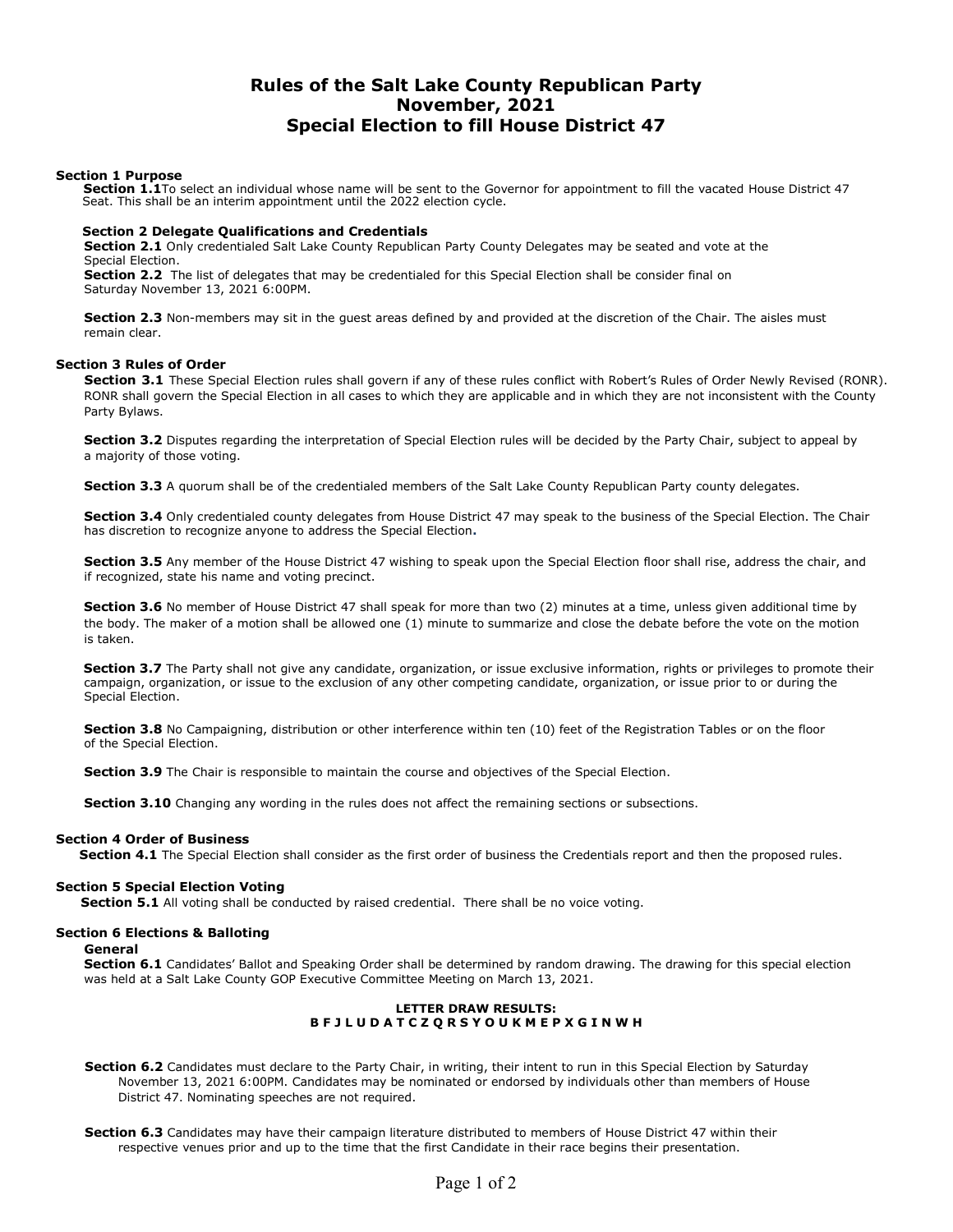# Rules of the Salt Lake County Republican Party
# November, 2021
# Special Election to fill House District 47

## Section 1 Purpose

**Section 1.1**To select an individual whose name will be sent to the Governor for appointment to fill the vacated House District 47 Seat. This shall be an interim appointment until the 2022 election cycle.

## Section 2 Delegate Qualifications and Credentials

**Section 2.1** Only credentialed Salt Lake County Republican Party County Delegates may be seated and vote at the Special Election.

**Section 2.2** The list of delegates that may be credentialed for this Special Election shall be consider final on Saturday November 13, 2021 6:00PM.

**Section 2.3** Non-members may sit in the guest areas defined by and provided at the discretion of the Chair. The aisles must remain clear.

## Section 3 Rules of Order

**Section 3.1** These Special Election rules shall govern if any of these rules conflict with Robert's Rules of Order Newly Revised (RONR). RONR shall govern the Special Election in all cases to which they are applicable and in which they are not inconsistent with the County Party Bylaws.

**Section 3.2** Disputes regarding the interpretation of Special Election rules will be decided by the Party Chair, subject to appeal by a majority of those voting.

**Section 3.3** A quorum shall be of the credentialed members of the Salt Lake County Republican Party county delegates.

**Section 3.4** Only credentialed county delegates from House District 47 may speak to the business of the Special Election. The Chair has discretion to recognize anyone to address the Special Election.

**Section 3.5** Any member of the House District 47 wishing to speak upon the Special Election floor shall rise, address the chair, and if recognized, state his name and voting precinct.

**Section 3.6** No member of House District 47 shall speak for more than two (2) minutes at a time, unless given additional time by the body. The maker of a motion shall be allowed one (1) minute to summarize and close the debate before the vote on the motion is taken.

**Section 3.7** The Party shall not give any candidate, organization, or issue exclusive information, rights or privileges to promote their campaign, organization, or issue to the exclusion of any other competing candidate, organization, or issue prior to or during the Special Election.

**Section 3.8** No Campaigning, distribution or other interference within ten (10) feet of the Registration Tables or on the floor of the Special Election.

**Section 3.9** The Chair is responsible to maintain the course and objectives of the Special Election.

**Section 3.10** Changing any wording in the rules does not affect the remaining sections or subsections.

## Section 4 Order of Business

**Section 4.1** The Special Election shall consider as the first order of business the Credentials report and then the proposed rules.

## Section 5 Special Election Voting

**Section 5.1** All voting shall be conducted by raised credential. There shall be no voice voting.

## Section 6 Elections & Balloting

### General

**Section 6.1** Candidates' Ballot and Speaking Order shall be determined by random drawing. The drawing for this special election was held at a Salt Lake County GOP Executive Committee Meeting on March 13, 2021.

**LETTER DRAW RESULTS:**
**B F J L U D A T C Z Q R S Y O U K M E P X G I N W H**

**Section 6.2** Candidates must declare to the Party Chair, in writing, their intent to run in this Special Election by Saturday November 13, 2021 6:00PM. Candidates may be nominated or endorsed by individuals other than members of House District 47. Nominating speeches are not required.

**Section 6.3** Candidates may have their campaign literature distributed to members of House District 47 within their respective venues prior and up to the time that the first Candidate in their race begins their presentation.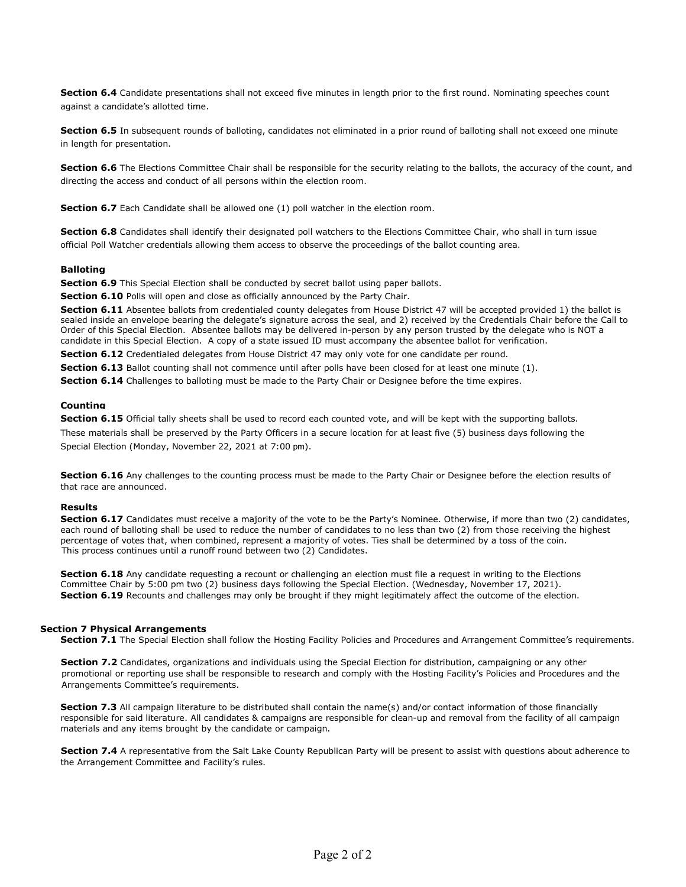**Section 6.4** Candidate presentations shall not exceed five minutes in length prior to the first round. Nominating speeches count against a candidate's allotted time.

**Section 6.5** In subsequent rounds of balloting, candidates not eliminated in a prior round of balloting shall not exceed one minute in length for presentation.

**Section 6.6** The Elections Committee Chair shall be responsible for the security relating to the ballots, the accuracy of the count, and directing the access and conduct of all persons within the election room.

**Section 6.7** Each Candidate shall be allowed one (1) poll watcher in the election room.

**Section 6.8** Candidates shall identify their designated poll watchers to the Elections Committee Chair, who shall in turn issue official Poll Watcher credentials allowing them access to observe the proceedings of the ballot counting area.

**Balloting**

**Section 6.9** This Special Election shall be conducted by secret ballot using paper ballots.

**Section 6.10** Polls will open and close as officially announced by the Party Chair.

**Section 6.11** Absentee ballots from credentialed county delegates from House District 47 will be accepted provided 1) the ballot is sealed inside an envelope bearing the delegate's signature across the seal, and 2) received by the Credentials Chair before the Call to Order of this Special Election. Absentee ballots may be delivered in-person by any person trusted by the delegate who is NOT a candidate in this Special Election. A copy of a state issued ID must accompany the absentee ballot for verification.

**Section 6.12** Credentialed delegates from House District 47 may only vote for one candidate per round.

**Section 6.13** Ballot counting shall not commence until after polls have been closed for at least one minute (1).

**Section 6.14** Challenges to balloting must be made to the Party Chair or Designee before the time expires.

**Counting**

**Section 6.15** Official tally sheets shall be used to record each counted vote, and will be kept with the supporting ballots. These materials shall be preserved by the Party Officers in a secure location for at least five (5) business days following the Special Election (Monday, November 22, 2021 at 7:00 pm).

**Section 6.16** Any challenges to the counting process must be made to the Party Chair or Designee before the election results of that race are announced.

**Results**

**Section 6.17** Candidates must receive a majority of the vote to be the Party's Nominee. Otherwise, if more than two (2) candidates, each round of balloting shall be used to reduce the number of candidates to no less than two (2) from those receiving the highest percentage of votes that, when combined, represent a majority of votes. Ties shall be determined by a toss of the coin. This process continues until a runoff round between two (2) Candidates.

**Section 6.18** Any candidate requesting a recount or challenging an election must file a request in writing to the Elections Committee Chair by 5:00 pm two (2) business days following the Special Election. (Wednesday, November 17, 2021).

**Section 6.19** Recounts and challenges may only be brought if they might legitimately affect the outcome of the election.

**Section 7 Physical Arrangements**

**Section 7.1** The Special Election shall follow the Hosting Facility Policies and Procedures and Arrangement Committee's requirements.

**Section 7.2** Candidates, organizations and individuals using the Special Election for distribution, campaigning or any other promotional or reporting use shall be responsible to research and comply with the Hosting Facility's Policies and Procedures and the Arrangements Committee's requirements.

**Section 7.3** All campaign literature to be distributed shall contain the name(s) and/or contact information of those financially responsible for said literature. All candidates & campaigns are responsible for clean-up and removal from the facility of all campaign materials and any items brought by the candidate or campaign.

**Section 7.4** A representative from the Salt Lake County Republican Party will be present to assist with questions about adherence to the Arrangement Committee and Facility's rules.